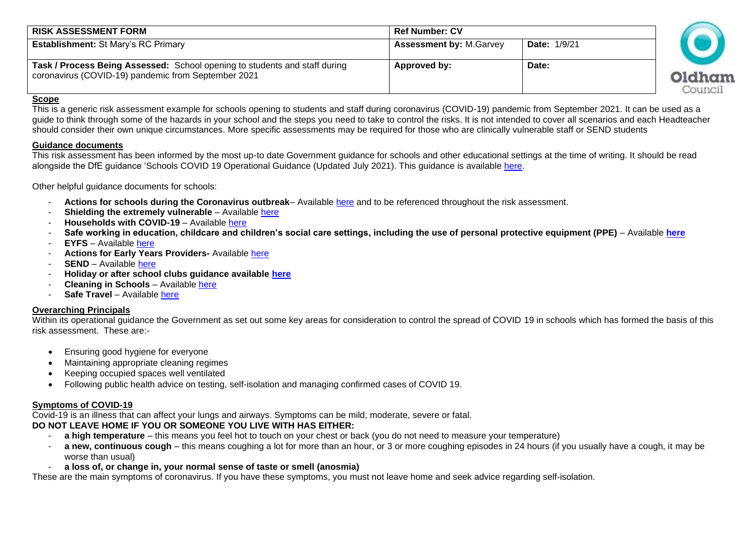| RISK ASSESSMENT FORM | Ref Number: CV | |
|---|---|---|
| **Establishment:** St Mary's RC Primary | **Assessment by:** M.Garvey | **Date:** 1/9/21 |
| **Task / Process Being Assessed:** School opening to students and staff during coronavirus (COVID-19) pandemic from September 2021 | **Approved by:** | **Date:** |

Oldham Council

## Scope

This is a generic risk assessment example for schools opening to students and staff during coronavirus (COVID-19) pandemic from September 2021. It can be used as a guide to think through some of the hazards in your school and the steps you need to take to control the risks. It is not intended to cover all scenarios and each Headteacher should consider their own unique circumstances. More specific assessments may be required for those who are clinically vulnerable staff or SEND students

## Guidance documents

This risk assessment has been informed by the most up-to date Government guidance for schools and other educational settings at the time of writing. It should be read alongside the DfE guidance 'Schools COVID 19 Operational Guidance (Updated July 2021). This guidance is available here.

Other helpful guidance documents for schools:

- **Actions for schools during the Coronavirus outbreak**– Available here and to be referenced throughout the risk assessment.
- **Shielding the extremely vulnerable** – Available here
- **Households with COVID-19** – Available here
- **Safe working in education, childcare and children's social care settings, including the use of personal protective equipment (PPE)** – Available **here**
- **EYFS** – Available here
- **Actions for Early Years Providers-** Available here
- **SEND** – Available here
- **Holiday or after school clubs guidance available here**
- **Cleaning in Schools** – Available here
- **Safe Travel** – Available here

## Overarching Principals

Within its operational guidance the Government as set out some key areas for consideration to control the spread of COVID 19 in schools which has formed the basis of this risk assessment. These are:-

- Ensuring good hygiene for everyone
- Maintaining appropriate cleaning regimes
- Keeping occupied spaces well ventilated
- Following public health advice on testing, self-isolation and managing confirmed cases of COVID 19.

## Symptoms of COVID-19

Covid-19 is an illness that can affect your lungs and airways. Symptoms can be mild, moderate, severe or fatal.

**DO NOT LEAVE HOME IF YOU OR SOMEONE YOU LIVE WITH HAS EITHER:**

- **a high temperature** – this means you feel hot to touch on your chest or back (you do not need to measure your temperature)
- **a new, continuous cough** – this means coughing a lot for more than an hour, or 3 or more coughing episodes in 24 hours (if you usually have a cough, it may be worse than usual)
- **a loss of, or change in, your normal sense of taste or smell (anosmia)**

These are the main symptoms of coronavirus. If you have these symptoms, you must not leave home and seek advice regarding self-isolation.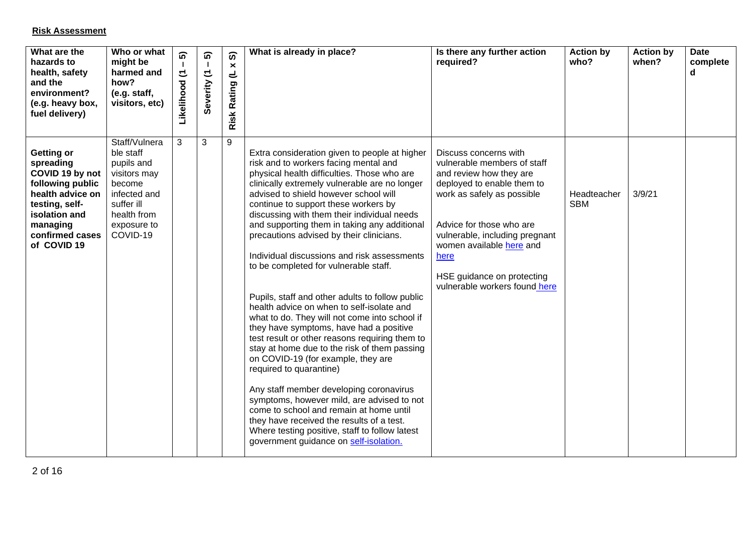**Risk Assessment**

| What are the hazards to health, safety and the environment? (e.g. heavy box, fuel delivery) | Who or what might be harmed and how? (e.g. staff, visitors, etc) | Likelihood (1 – 5) | Severity (1 – 5) | Risk Rating (L x S) | What is already in place? | Is there any further action required? | Action by who? | Action by when? | Date completed |
|---|---|---|---|---|---|---|---|---|---|
| **Getting or spreading COVID 19 by not following public health advice on testing, self-isolation and managing confirmed cases of COVID 19** | Staff/Vulnerable staff pupils and visitors may become infected and suffer ill health from exposure to COVID-19 | 3 | 3 | 9 | Extra consideration given to people at higher risk and to workers facing mental and physical health difficulties. Those who are clinically extremely vulnerable are no longer advised to shield however school will continue to support these workers by discussing with them their individual needs and supporting them in taking any additional precautions advised by their clinicians.<br><br>Individual discussions and risk assessments to be completed for vulnerable staff.<br><br>Pupils, staff and other adults to follow public health advice on when to self-isolate and what to do. They will not come into school if they have symptoms, have had a positive test result or other reasons requiring them to stay at home due to the risk of them passing on COVID-19 (for example, they are required to quarantine)<br><br>Any staff member developing coronavirus symptoms, however mild, are advised to not come to school and remain at home until they have received the results of a test. Where testing positive, staff to follow latest government guidance on self-isolation. | Discuss concerns with vulnerable members of staff and review how they are deployed to enable them to work as safely as possible<br><br>Advice for those who are vulnerable, including pregnant women available here and here<br><br>HSE guidance on protecting vulnerable workers found here | Headteacher SBM | 3/9/21 | |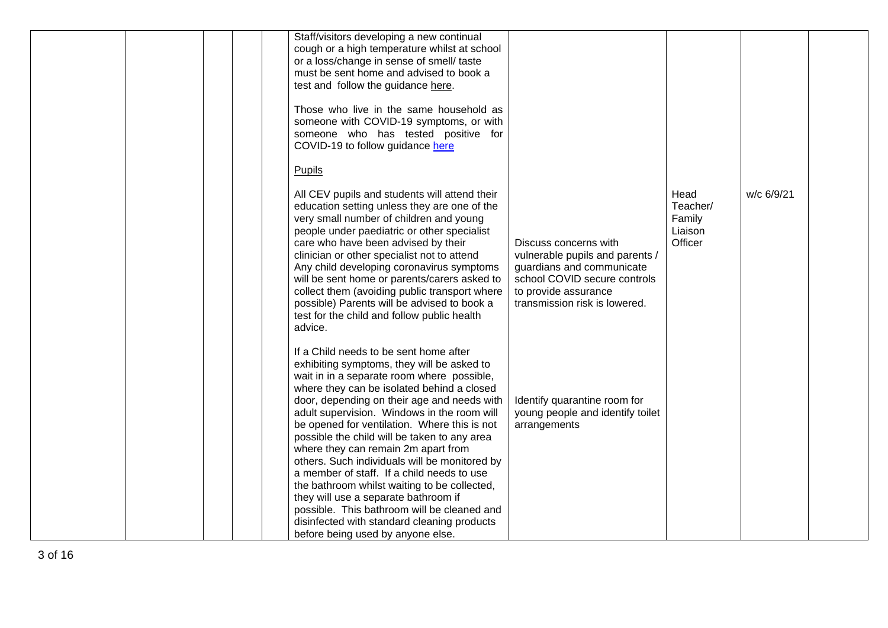| | | | | | | | | | |
|---|---|---|---|---|---|---|---|---|---|
| | | | | | Staff/visitors developing a new continual cough or a high temperature whilst at school or a loss/change in sense of smell/ taste must be sent home and advised to book a test and follow the guidance here.<br><br>Those who live in the same household as someone with COVID-19 symptoms, or with someone who has tested positive for COVID-19 to follow guidance here<br><br>Pupils<br><br>All CEV pupils and students will attend their education setting unless they are one of the very small number of children and young people under paediatric or other specialist care who have been advised by their clinician or other specialist not to attend Any child developing coronavirus symptoms will be sent home or parents/carers asked to collect them (avoiding public transport where possible) Parents will be advised to book a test for the child and follow public health advice.<br><br>If a Child needs to be sent home after exhibiting symptoms, they will be asked to wait in in a separate room where possible, where they can be isolated behind a closed door, depending on their age and needs with adult supervision. Windows in the room will be opened for ventilation. Where this is not possible the child will be taken to any area where they can remain 2m apart from others. Such individuals will be monitored by a member of staff. If a child needs to use the bathroom whilst waiting to be collected, they will use a separate bathroom if possible. This bathroom will be cleaned and disinfected with standard cleaning products before being used by anyone else. | Discuss concerns with vulnerable pupils and parents / guardians and communicate school COVID secure controls to provide assurance transmission risk is lowered.<br><br>Identify quarantine room for young people and identify toilet arrangements | Head Teacher/ Family Liaison Officer | w/c 6/9/21 | |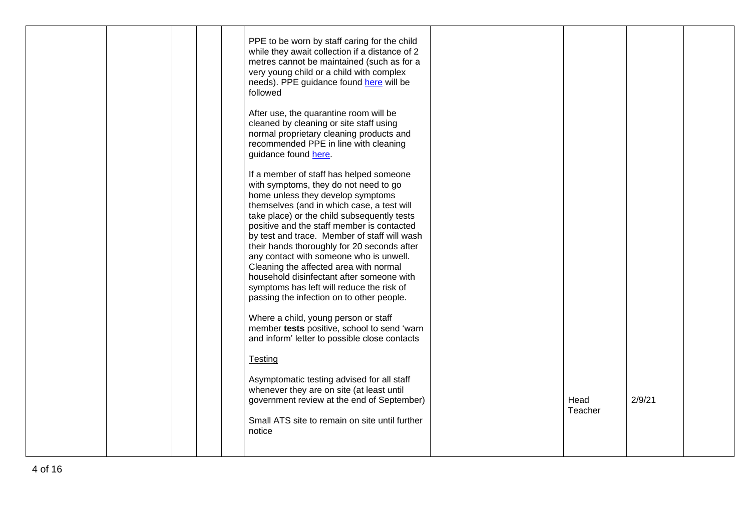|  |  |  |  |  |  |  |  |  |  |
|---|---|---|---|---|---|---|---|---|---|
|  |  |  |  |  | PPE to be worn by staff caring for the child while they await collection if a distance of 2 metres cannot be maintained (such as for a very young child or a child with complex needs). PPE guidance found here will be followed<br><br>After use, the quarantine room will be cleaned by cleaning or site staff using normal proprietary cleaning products and recommended PPE in line with cleaning guidance found here.<br><br>If a member of staff has helped someone with symptoms, they do not need to go home unless they develop symptoms themselves (and in which case, a test will take place) or the child subsequently tests positive and the staff member is contacted by test and trace. Member of staff will wash their hands thoroughly for 20 seconds after any contact with someone who is unwell. Cleaning the affected area with normal household disinfectant after someone with symptoms has left will reduce the risk of passing the infection on to other people.<br><br>Where a child, young person or staff member **tests** positive, school to send 'warn and inform' letter to possible close contacts<br><br>Testing<br><br>Asymptomatic testing advised for all staff whenever they are on site (at least until government review at the end of September)<br><br>Small ATS site to remain on site until further notice |  | Head Teacher | 2/9/21 |  |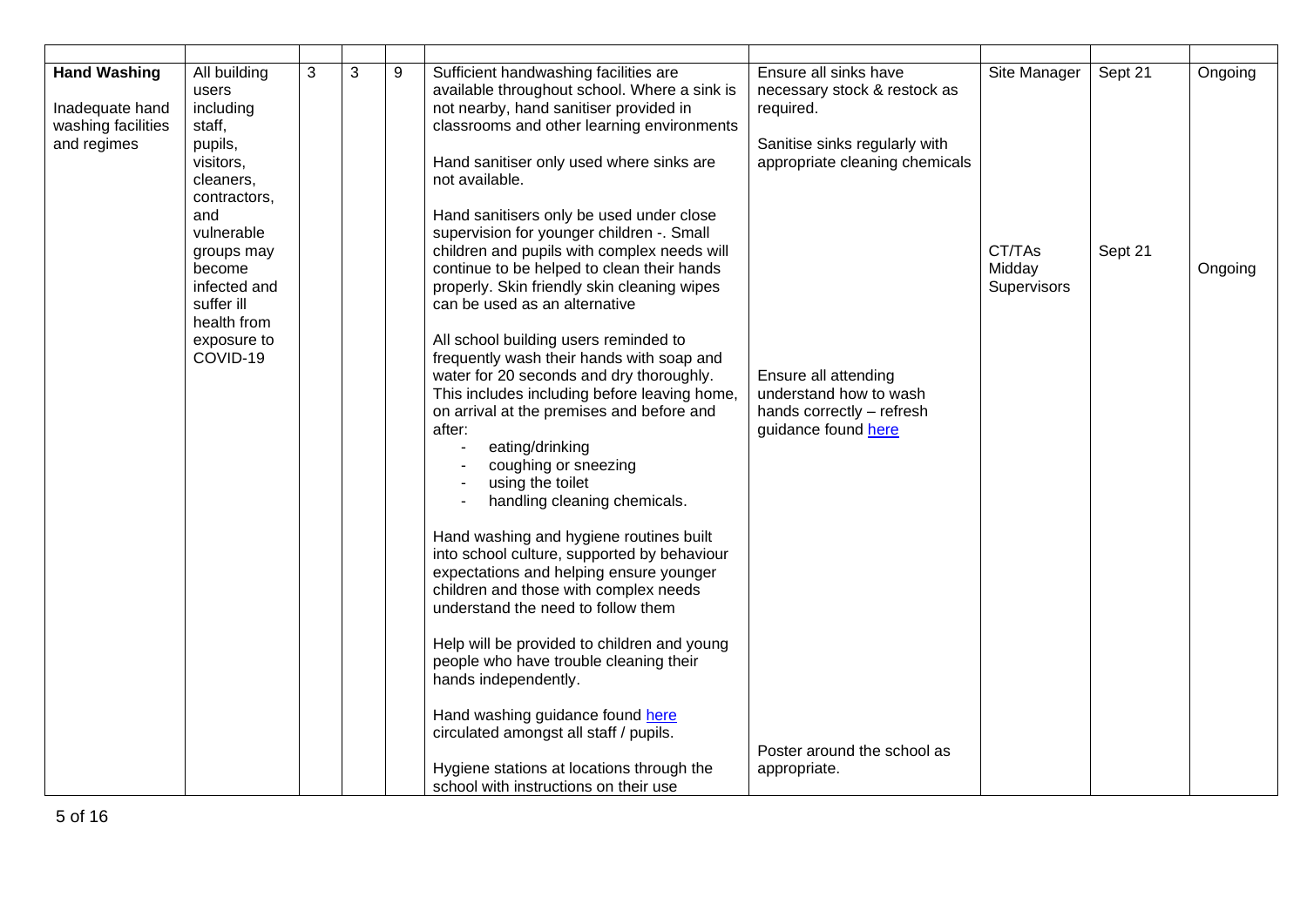| | | | | | | | | | |
|---|---|---|---|---|---|---|---|---|---|
| **Hand Washing**<br><br>Inadequate hand washing facilities and regimes | All building users including staff, pupils, visitors, cleaners, contractors, and vulnerable groups may become infected and suffer ill health from exposure to COVID-19 | 3 | 3 | 9 | Sufficient handwashing facilities are available throughout school. Where a sink is not nearby, hand sanitiser provided in classrooms and other learning environments<br><br>Hand sanitiser only used where sinks are not available.<br><br>Hand sanitisers only be used under close supervision for younger children -. Small children and pupils with complex needs will continue to be helped to clean their hands properly. Skin friendly skin cleaning wipes can be used as an alternative<br><br>All school building users reminded to frequently wash their hands with soap and water for 20 seconds and dry thoroughly. This includes including before leaving home, on arrival at the premises and before and after:<br>- eating/drinking<br>- coughing or sneezing<br>- using the toilet<br>- handling cleaning chemicals.<br><br>Hand washing and hygiene routines built into school culture, supported by behaviour expectations and helping ensure younger children and those with complex needs understand the need to follow them<br><br>Help will be provided to children and young people who have trouble cleaning their hands independently.<br><br>Hand washing guidance found here circulated amongst all staff / pupils.<br><br>Hygiene stations at locations through the school with instructions on their use | Ensure all sinks have necessary stock & restock as required.<br><br>Sanitise sinks regularly with appropriate cleaning chemicals<br><br>Ensure all attending understand how to wash hands correctly – refresh guidance found here<br><br>Poster around the school as appropriate. | Site Manager<br><br>CT/TAs Midday Supervisors | Sept 21<br><br>Sept 21 | Ongoing<br><br>Ongoing |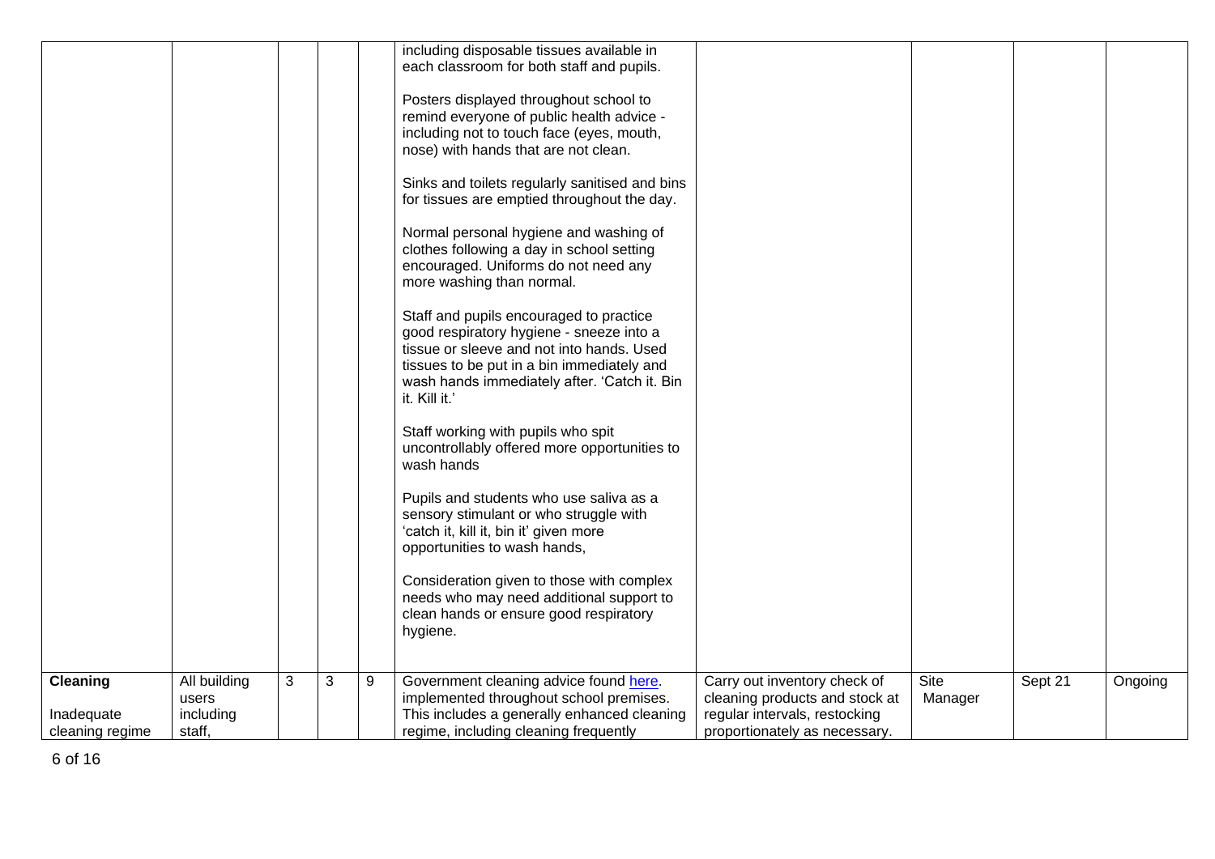| | | | | | | | | | |
|---|---|---|---|---|---|---|---|---|---|
| | | | | | including disposable tissues available in each classroom for both staff and pupils.<br><br>Posters displayed throughout school to remind everyone of public health advice - including not to touch face (eyes, mouth, nose) with hands that are not clean.<br><br>Sinks and toilets regularly sanitised and bins for tissues are emptied throughout the day.<br><br>Normal personal hygiene and washing of clothes following a day in school setting encouraged. Uniforms do not need any more washing than normal.<br><br>Staff and pupils encouraged to practice good respiratory hygiene - sneeze into a tissue or sleeve and not into hands. Used tissues to be put in a bin immediately and wash hands immediately after. 'Catch it. Bin it. Kill it.'<br><br>Staff working with pupils who spit uncontrollably offered more opportunities to wash hands<br><br>Pupils and students who use saliva as a sensory stimulant or who struggle with 'catch it, kill it, bin it' given more opportunities to wash hands,<br><br>Consideration given to those with complex needs who may need additional support to clean hands or ensure good respiratory hygiene. | | | | |
| **Cleaning**<br><br>Inadequate cleaning regime | All building users including staff, | 3 | 3 | 9 | Government cleaning advice found [here](). implemented throughout school premises. This includes a generally enhanced cleaning regime, including cleaning frequently | Carry out inventory check of cleaning products and stock at regular intervals, restocking proportionately as necessary. | Site Manager | Sept 21 | Ongoing |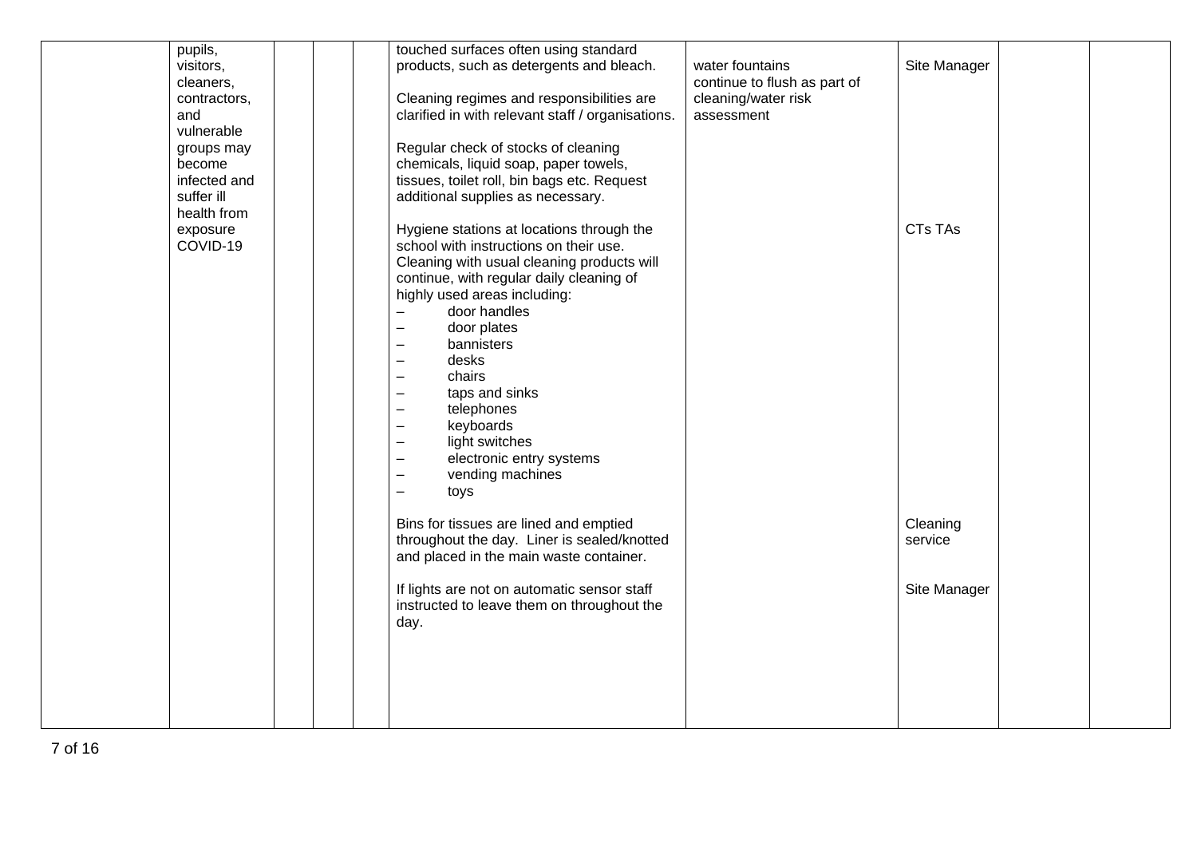| | | | | | | | | | |
|---|---|---|---|---|---|---|---|---|---|
| | pupils, visitors, cleaners, contractors, and vulnerable groups may become infected and suffer ill health from exposure COVID-19 | | | | touched surfaces often using standard products, such as detergents and bleach.<br><br>Cleaning regimes and responsibilities are clarified in with relevant staff / organisations.<br><br>Regular check of stocks of cleaning chemicals, liquid soap, paper towels, tissues, toilet roll, bin bags etc. Request additional supplies as necessary.<br><br>Hygiene stations at locations through the school with instructions on their use. Cleaning with usual cleaning products will continue, with regular daily cleaning of highly used areas including:<br>– door handles<br>– door plates<br>– bannisters<br>– desks<br>– chairs<br>– taps and sinks<br>– telephones<br>– keyboards<br>– light switches<br>– electronic entry systems<br>– vending machines<br>– toys<br><br>Bins for tissues are lined and emptied throughout the day. Liner is sealed/knotted and placed in the main waste container.<br><br>If lights are not on automatic sensor staff instructed to leave them on throughout the day. | water fountains continue to flush as part of cleaning/water risk assessment | Site Manager<br><br>CTs TAs<br><br>Cleaning service<br><br>Site Manager | | |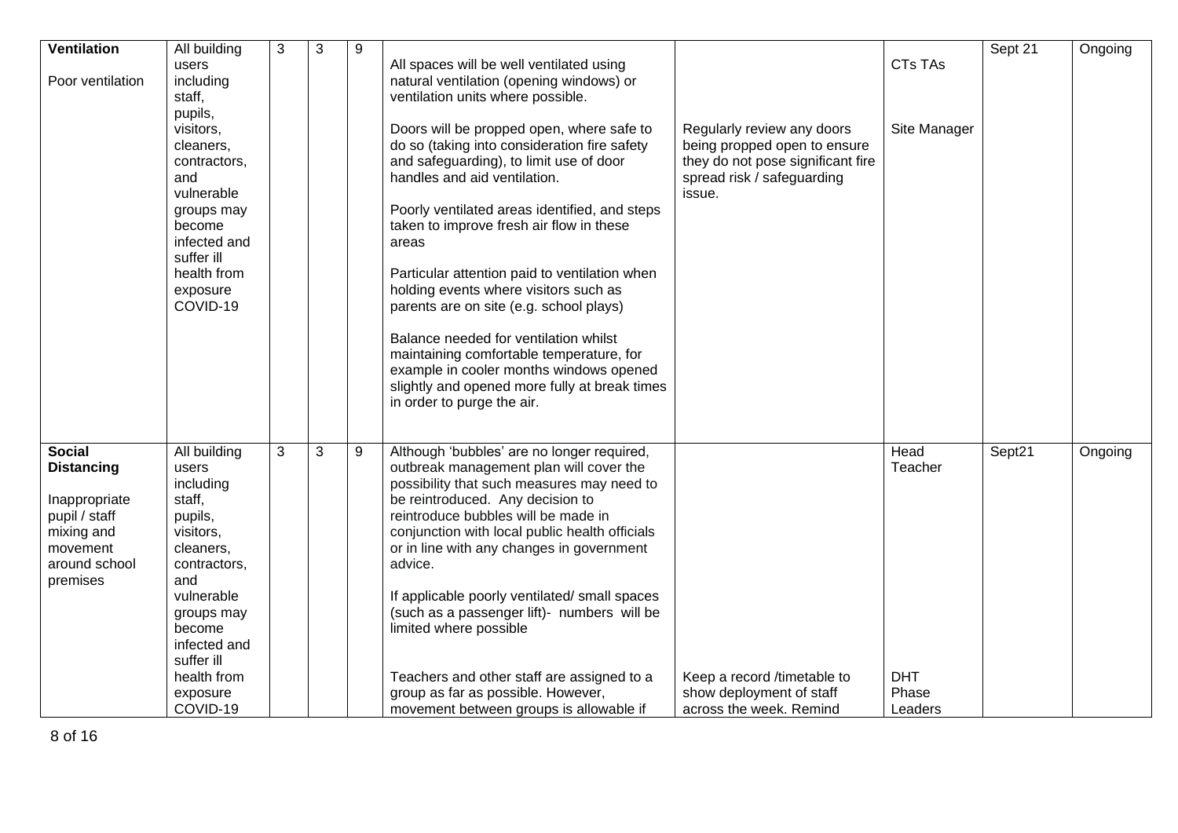| **Ventilation**<br><br>Poor ventilation | All building users including staff, pupils, visitors, cleaners, contractors, and vulnerable groups may become infected and suffer ill health from exposure COVID-19 | 3 | 3 | 9 | All spaces will be well ventilated using natural ventilation (opening windows) or ventilation units where possible.<br><br>Doors will be propped open, where safe to do so (taking into consideration fire safety and safeguarding), to limit use of door handles and aid ventilation.<br><br>Poorly ventilated areas identified, and steps taken to improve fresh air flow in these areas<br><br>Particular attention paid to ventilation when holding events where visitors such as parents are on site (e.g. school plays)<br><br>Balance needed for ventilation whilst maintaining comfortable temperature, for example in cooler months windows opened slightly and opened more fully at break times in order to purge the air. | Regularly review any doors being propped open to ensure they do not pose significant fire spread risk / safeguarding issue. | CTs TAs<br><br>Site Manager | Sept 21 | Ongoing |
|---|---|---|---|---|---|---|---|---|---|
| **Social Distancing**<br><br>Inappropriate pupil / staff mixing and movement around school premises | All building users including staff, pupils, visitors, cleaners, contractors, and vulnerable groups may become infected and suffer ill health from exposure COVID-19 | 3 | 3 | 9 | Although 'bubbles' are no longer required, outbreak management plan will cover the possibility that such measures may need to be reintroduced. Any decision to reintroduce bubbles will be made in conjunction with local public health officials or in line with any changes in government advice.<br><br>If applicable poorly ventilated/ small spaces (such as a passenger lift)- numbers will be limited where possible<br><br>Teachers and other staff are assigned to a group as far as possible. However, movement between groups is allowable if | Keep a record /timetable to show deployment of staff across the week. Remind | Head Teacher<br><br>DHT Phase Leaders | Sept21 | Ongoing |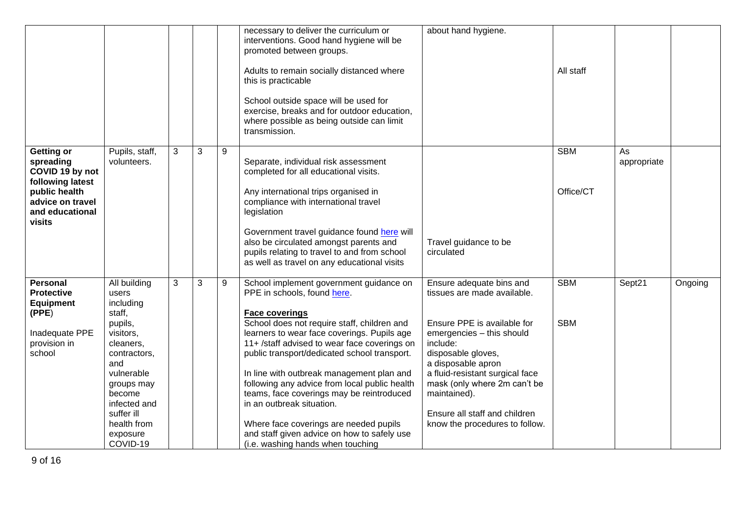| | | | | | | | | | |
|---|---|---|---|---|---|---|---|---|---|
| | | | | | necessary to deliver the curriculum or interventions. Good hand hygiene will be promoted between groups.<br><br>Adults to remain socially distanced where this is practicable<br><br>School outside space will be used for exercise, breaks and for outdoor education, where possible as being outside can limit transmission. | about hand hygiene. | All staff | | |
| **Getting or spreading COVID 19 by not following latest public health advice on travel and educational visits** | Pupils, staff, volunteers. | 3 | 3 | 9 | Separate, individual risk assessment completed for all educational visits.<br><br>Any international trips organised in compliance with international travel legislation<br><br>Government travel guidance found here will also be circulated amongst parents and pupils relating to travel to and from school as well as travel on any educational visits | Travel guidance to be circulated | SBM<br><br>Office/CT | As appropriate | |
| **Personal Protective Equipment (PPE)**<br><br>Inadequate PPE provision in school | All building users including staff, pupils, visitors, cleaners, contractors, and vulnerable groups may become infected and suffer ill health from exposure COVID-19 | 3 | 3 | 9 | School implement government guidance on PPE in schools, found here.<br><br>**Face coverings**<br>School does not require staff, children and learners to wear face coverings. Pupils age 11+ /staff advised to wear face coverings on public transport/dedicated school transport.<br><br>In line with outbreak management plan and following any advice from local public health teams, face coverings may be reintroduced in an outbreak situation.<br><br>Where face coverings are needed pupils and staff given advice on how to safely use (i.e. washing hands when touching | Ensure adequate bins and tissues are made available.<br><br>Ensure PPE is available for emergencies – this should include:<br>disposable gloves,<br>a disposable apron<br>a fluid-resistant surgical face mask (only where 2m can't be maintained).<br><br>Ensure all staff and children know the procedures to follow. | SBM<br><br>SBM | Sept21 | Ongoing |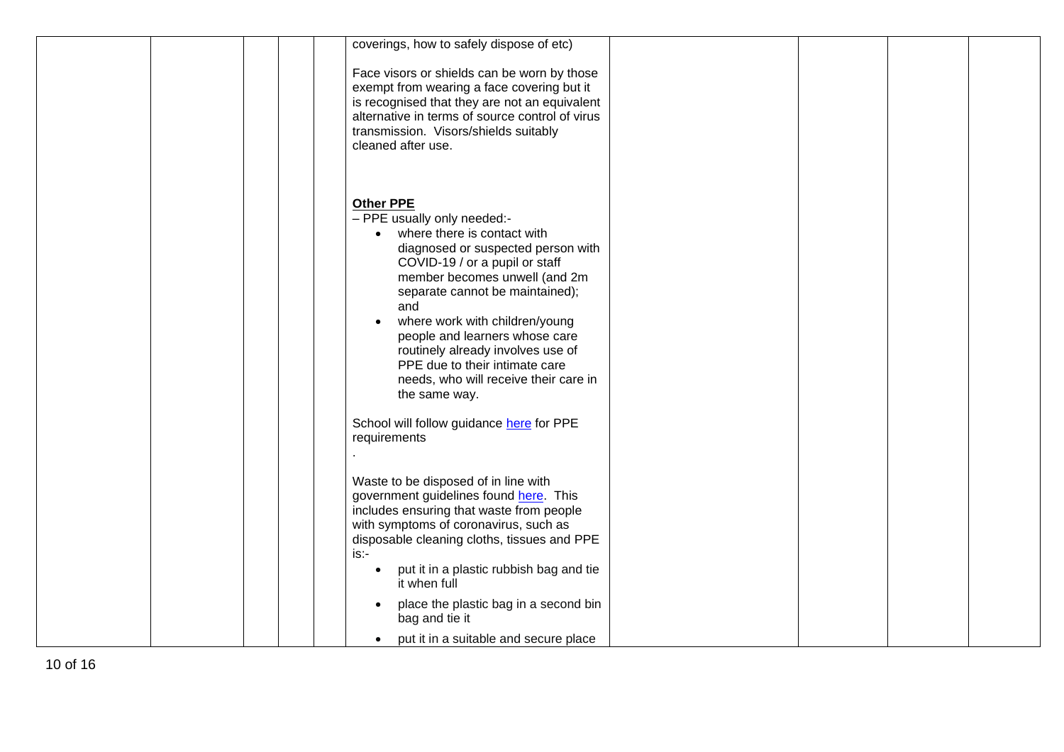| | | | | | | | | |
|---|---|---|---|---|---|---|---|---|
| | | | | coverings, how to safely dispose of etc)<br><br>Face visors or shields can be worn by those exempt from wearing a face covering but it is recognised that they are not an equivalent alternative in terms of source control of virus transmission. Visors/shields suitably cleaned after use.<br><br>**Other PPE**<br>– PPE usually only needed:-<br>• where there is contact with diagnosed or suspected person with COVID-19 / or a pupil or staff member becomes unwell (and 2m separate cannot be maintained); and<br>• where work with children/young people and learners whose care routinely already involves use of PPE due to their intimate care needs, who will receive their care in the same way.<br><br>School will follow guidance here for PPE requirements<br>.<br><br>Waste to be disposed of in line with government guidelines found here. This includes ensuring that waste from people with symptoms of coronavirus, such as disposable cleaning cloths, tissues and PPE is:-<br>• put it in a plastic rubbish bag and tie it when full<br>• place the plastic bag in a second bin bag and tie it<br>• put it in a suitable and secure place | | | | |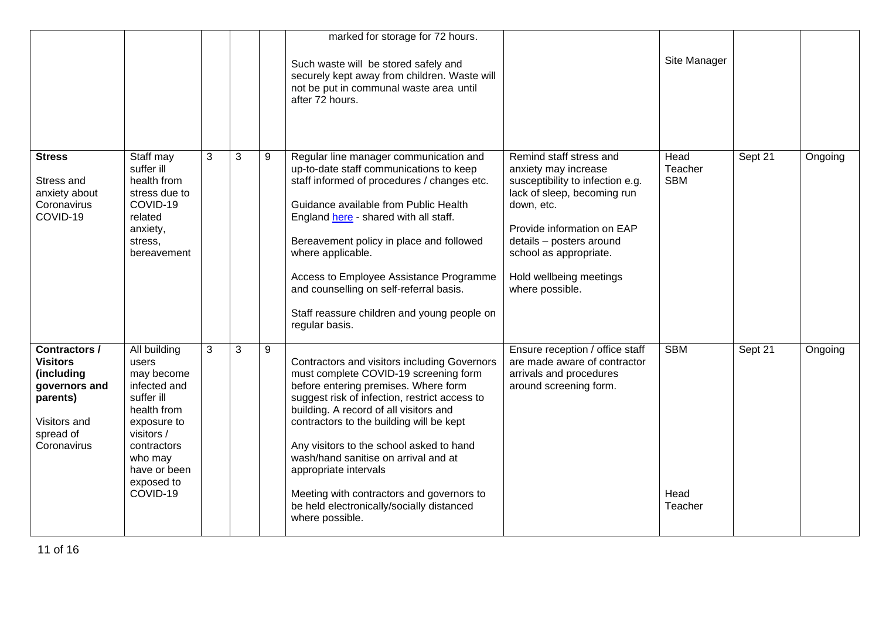| | | | | | | | | | |
|---|---|---|---|---|---|---|---|---|---|
| | | | | | marked for storage for 72 hours.<br><br>Such waste will be stored safely and securely kept away from children. Waste will not be put in communal waste area until after 72 hours. | | Site Manager | | |
| **Stress**<br><br>Stress and anxiety about Coronavirus COVID-19 | Staff may suffer ill health from stress due to COVID-19 related anxiety, stress, bereavement | 3 | 3 | 9 | Regular line manager communication and up-to-date staff communications to keep staff informed of procedures / changes etc.<br><br>Guidance available from Public Health England [here](here) - shared with all staff.<br><br>Bereavement policy in place and followed where applicable.<br><br>Access to Employee Assistance Programme and counselling on self-referral basis.<br><br>Staff reassure children and young people on regular basis. | Remind staff stress and anxiety may increase susceptibility to infection e.g. lack of sleep, becoming run down, etc.<br><br>Provide information on EAP details – posters around school as appropriate.<br><br>Hold wellbeing meetings where possible. | Head Teacher SBM | Sept 21 | Ongoing |
| **Contractors / Visitors (including governors and parents)**<br><br>Visitors and spread of Coronavirus | All building users may become infected and suffer ill health from exposure to visitors / contractors who may have or been exposed to COVID-19 | 3 | 3 | 9 | Contractors and visitors including Governors must complete COVID-19 screening form before entering premises. Where form suggest risk of infection, restrict access to building. A record of all visitors and contractors to the building will be kept<br><br>Any visitors to the school asked to hand wash/hand sanitise on arrival and at appropriate intervals<br><br>Meeting with contractors and governors to be held electronically/socially distanced where possible. | Ensure reception / office staff are made aware of contractor arrivals and procedures around screening form. | SBM<br><br>Head Teacher | Sept 21 | Ongoing |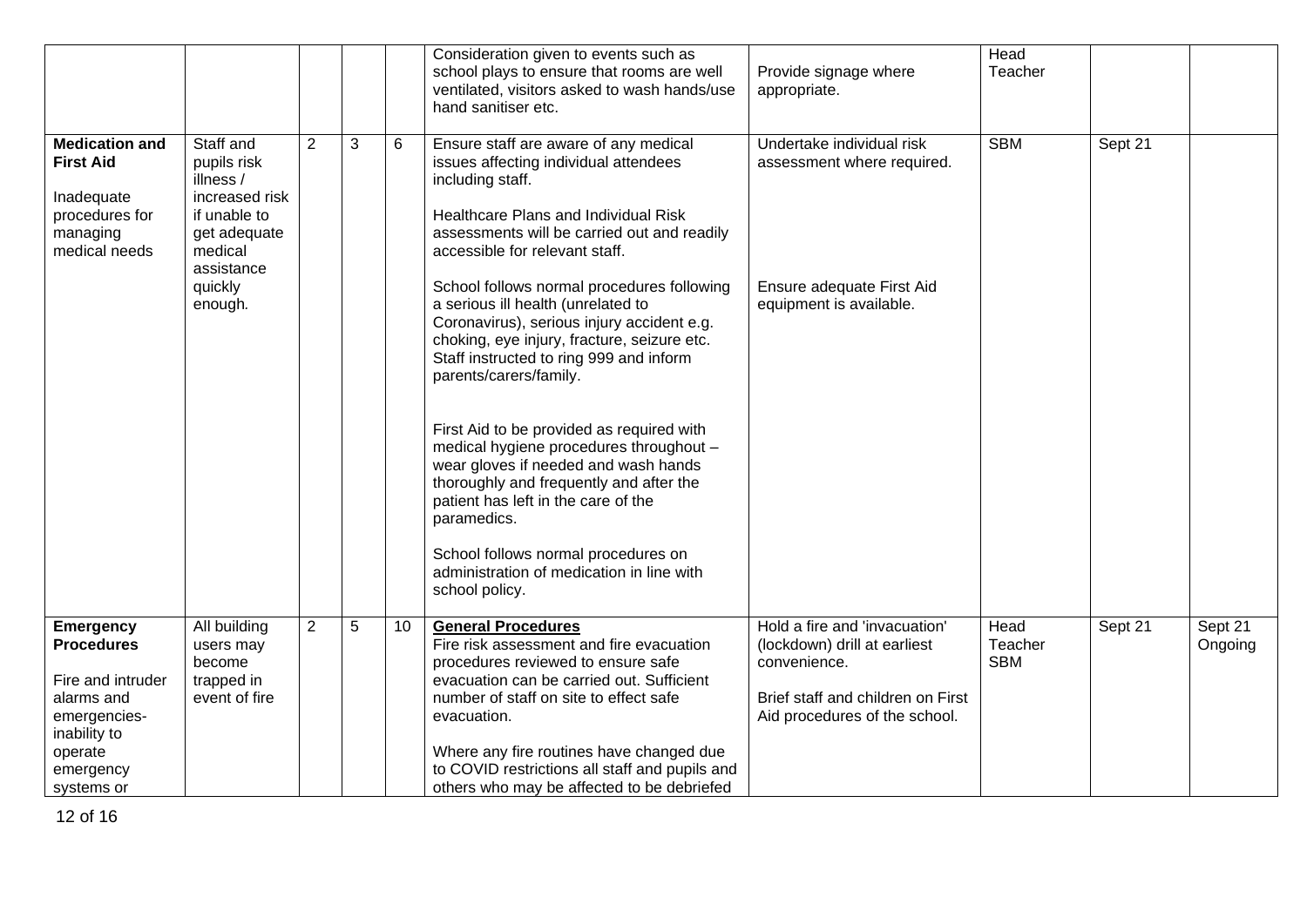| | | | | | | | | | |
|---|---|---|---|---|---|---|---|---|---|
| | | | | | Consideration given to events such as school plays to ensure that rooms are well ventilated, visitors asked to wash hands/use hand sanitiser etc. | Provide signage where appropriate. | Head Teacher | | |
| **Medication and First Aid**<br><br>Inadequate procedures for managing medical needs | Staff and pupils risk illness / increased risk if unable to get adequate medical assistance quickly enough. | 2 | 3 | 6 | Ensure staff are aware of any medical issues affecting individual attendees including staff.<br><br>Healthcare Plans and Individual Risk assessments will be carried out and readily accessible for relevant staff.<br><br>School follows normal procedures following a serious ill health (unrelated to Coronavirus), serious injury accident e.g. choking, eye injury, fracture, seizure etc. Staff instructed to ring 999 and inform parents/carers/family.<br><br>First Aid to be provided as required with medical hygiene procedures throughout – wear gloves if needed and wash hands thoroughly and frequently and after the patient has left in the care of the paramedics.<br><br>School follows normal procedures on administration of medication in line with school policy. | Undertake individual risk assessment where required.<br><br>Ensure adequate First Aid equipment is available. | SBM | Sept 21 | |
| **Emergency Procedures**<br><br>Fire and intruder alarms and emergencies- inability to operate emergency systems or | All building users may become trapped in event of fire | 2 | 5 | 10 | **General Procedures**<br>Fire risk assessment and fire evacuation procedures reviewed to ensure safe evacuation can be carried out. Sufficient number of staff on site to effect safe evacuation.<br><br>Where any fire routines have changed due to COVID restrictions all staff and pupils and others who may be affected to be debriefed | Hold a fire and 'invacuation' (lockdown) drill at earliest convenience.<br><br>Brief staff and children on First Aid procedures of the school. | Head Teacher SBM | Sept 21 | Sept 21 Ongoing |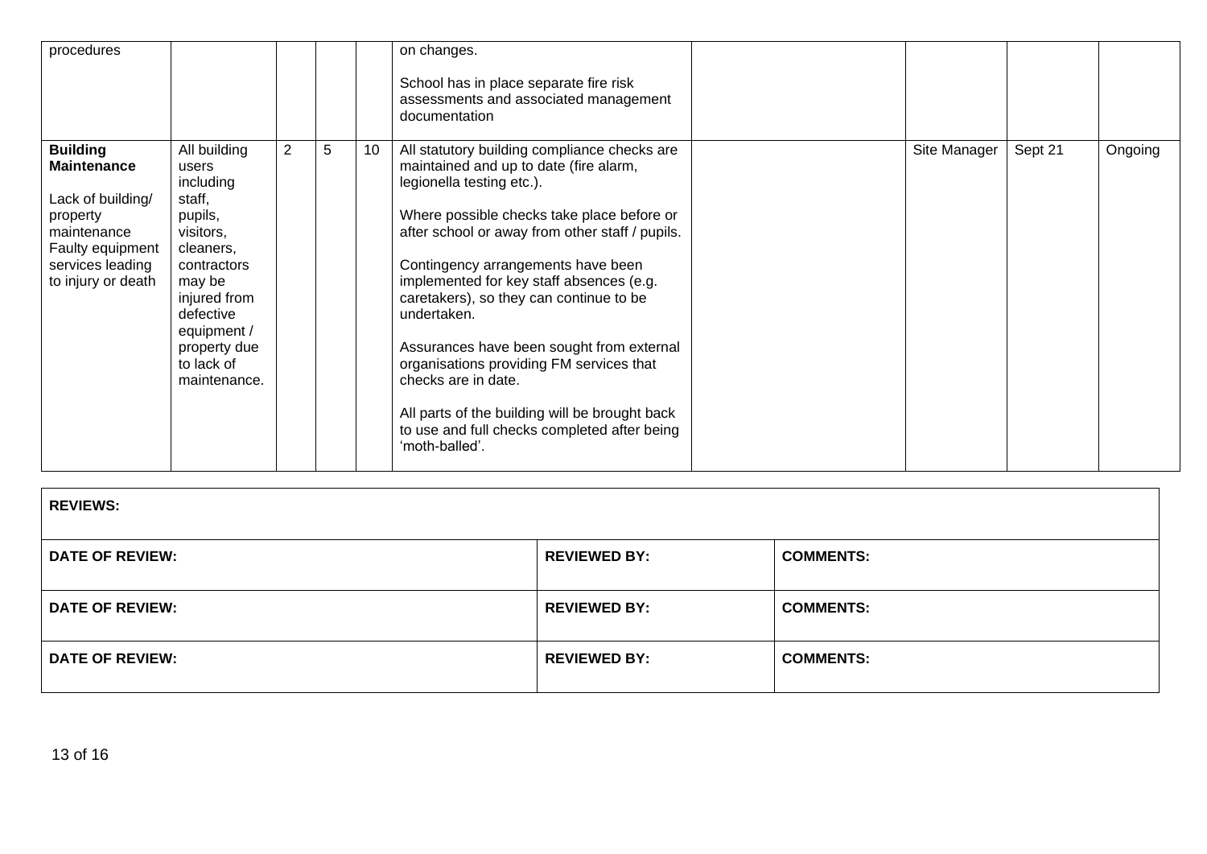| | | | | | | | | | |
|---|---|---|---|---|---|---|---|---|---|
| procedures | | | | | on changes.<br><br>School has in place separate fire risk assessments and associated management documentation | | | | |
| **Building Maintenance**<br><br>Lack of building/ property maintenance Faulty equipment services leading to injury or death | All building users including staff, pupils, visitors, cleaners, contractors may be injured from defective equipment / property due to lack of maintenance. | 2 | 5 | 10 | All statutory building compliance checks are maintained and up to date (fire alarm, legionella testing etc.).<br><br>Where possible checks take place before or after school or away from other staff / pupils.<br><br>Contingency arrangements have been implemented for key staff absences (e.g. caretakers), so they can continue to be undertaken.<br><br>Assurances have been sought from external organisations providing FM services that checks are in date.<br><br>All parts of the building will be brought back to use and full checks completed after being 'moth-balled'. | | Site Manager | Sept 21 | Ongoing |

| **REVIEWS:** | | |
|---|---|---|
| **DATE OF REVIEW:** | **REVIEWED BY:** | **COMMENTS:** |
| **DATE OF REVIEW:** | **REVIEWED BY:** | **COMMENTS:** |
| **DATE OF REVIEW:** | **REVIEWED BY:** | **COMMENTS:** |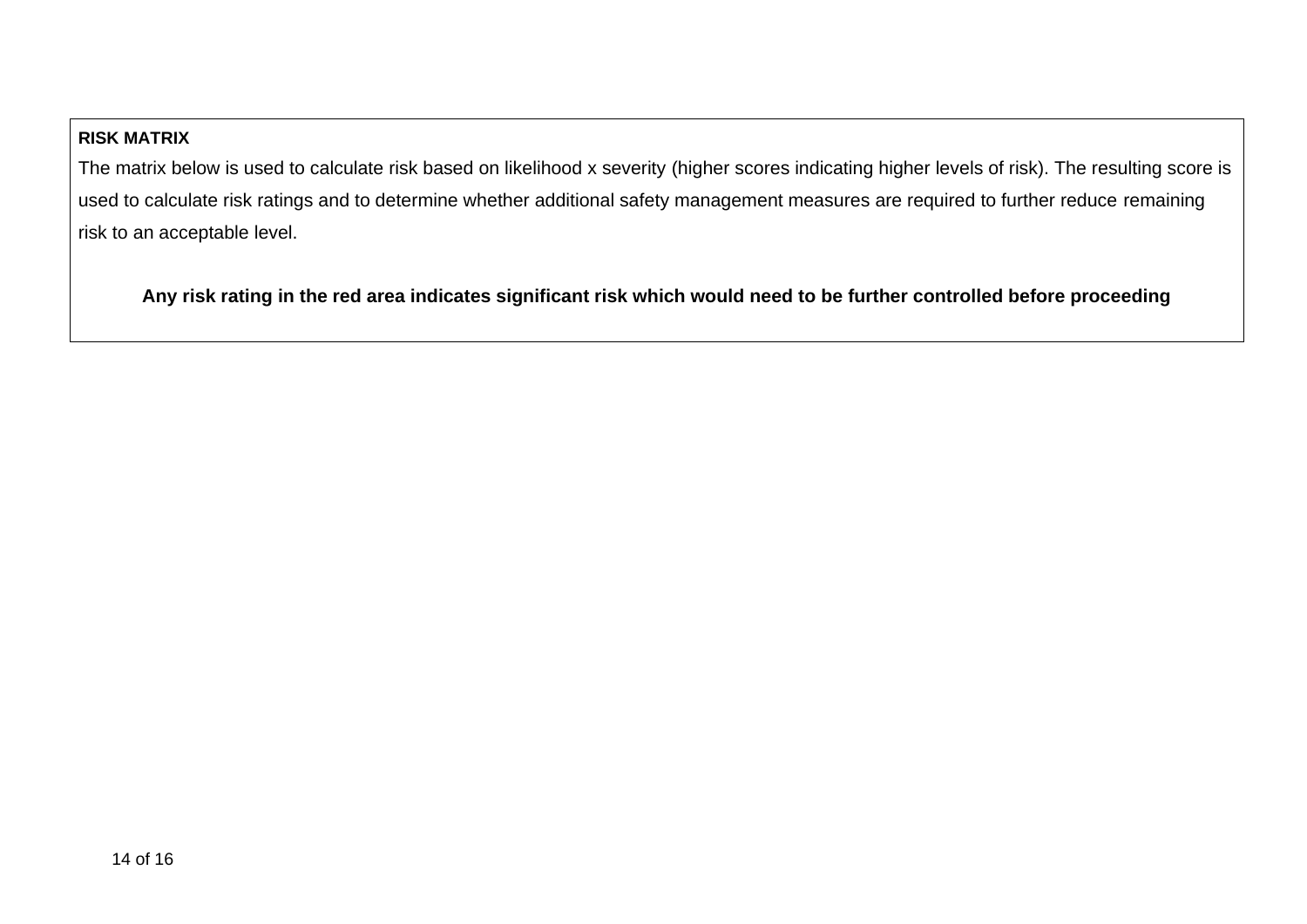**RISK MATRIX**

The matrix below is used to calculate risk based on likelihood x severity (higher scores indicating higher levels of risk). The resulting score is used to calculate risk ratings and to determine whether additional safety management measures are required to further reduce remaining risk to an acceptable level.

**Any risk rating in the red area indicates significant risk which would need to be further controlled before proceeding**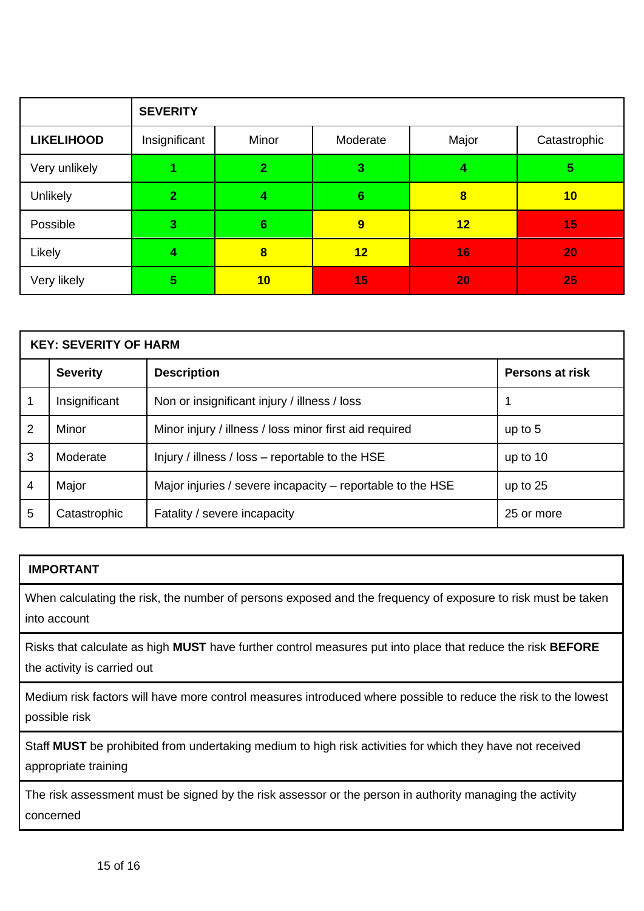| | **SEVERITY** | | | | |
|---|---|---|---|---|---|
| **LIKELIHOOD** | Insignificant | Minor | Moderate | Major | Catastrophic |
| Very unlikely | **1** | **2** | **3** | **4** | **5** |
| Unlikely | **2** | **4** | **6** | **8** | **10** |
| Possible | **3** | **6** | **9** | **12** | **15** |
| Likely | **4** | **8** | **12** | **16** | **20** |
| Very likely | **5** | **10** | **15** | **20** | **25** |

| **KEY: SEVERITY OF HARM** | | | |
|---|---|---|---|
| | **Severity** | **Description** | **Persons at risk** |
| 1 | Insignificant | Non or insignificant injury / illness / loss | 1 |
| 2 | Minor | Minor injury / illness / loss minor first aid required | up to 5 |
| 3 | Moderate | Injury / illness / loss – reportable to the HSE | up to 10 |
| 4 | Major | Major injuries / severe incapacity – reportable to the HSE | up to 25 |
| 5 | Catastrophic | Fatality / severe incapacity | 25 or more |

| **IMPORTANT** |
|---|
| When calculating the risk, the number of persons exposed and the frequency of exposure to risk must be taken into account |
| Risks that calculate as high **MUST** have further control measures put into place that reduce the risk **BEFORE** the activity is carried out |
| Medium risk factors will have more control measures introduced where possible to reduce the risk to the lowest possible risk |
| Staff **MUST** be prohibited from undertaking medium to high risk activities for which they have not received appropriate training |
| The risk assessment must be signed by the risk assessor or the person in authority managing the activity concerned |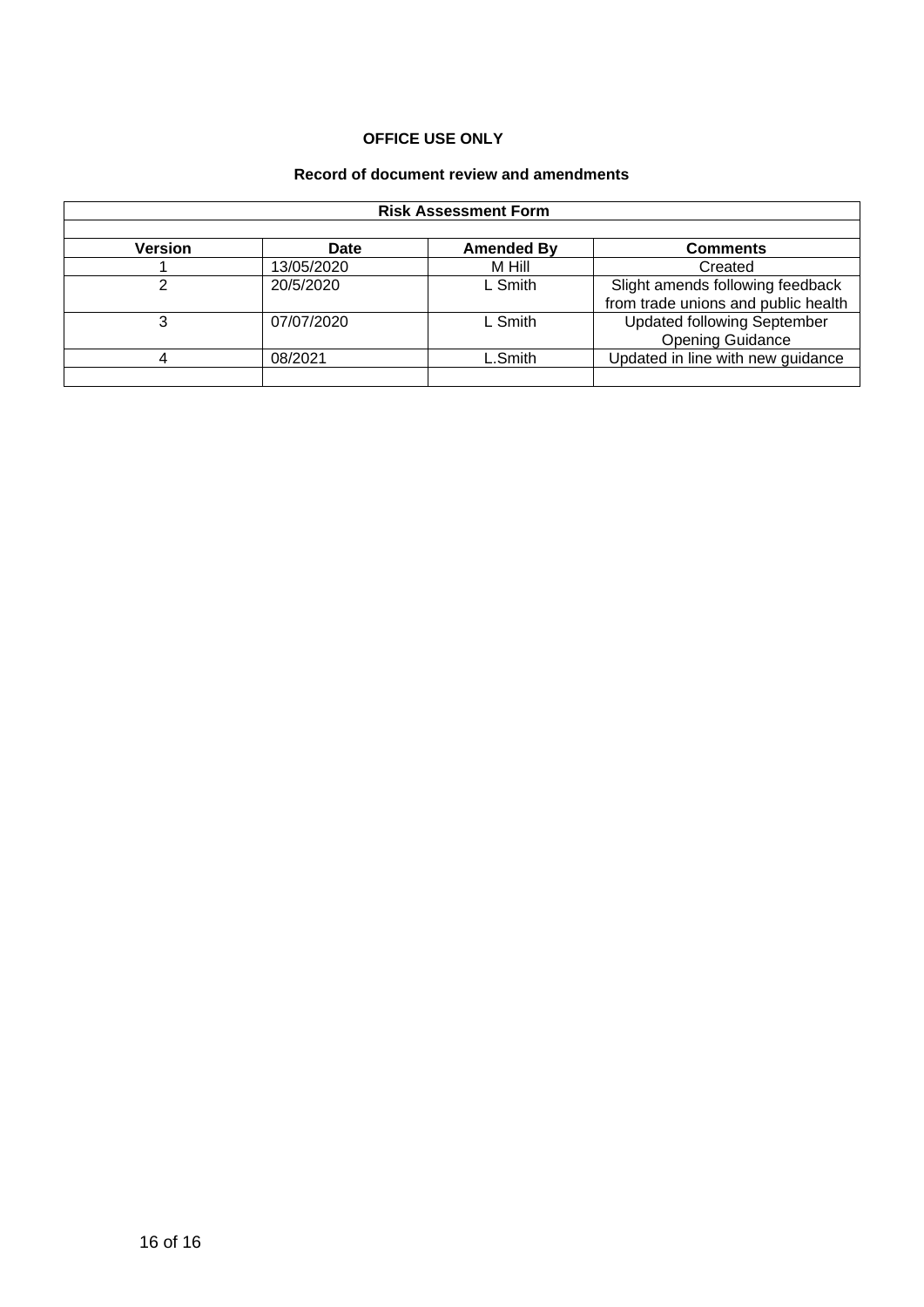**OFFICE USE ONLY**

**Record of document review and amendments**

| Risk Assessment Form | | | |
|---|---|---|---|
| | | | |
| **Version** | **Date** | **Amended By** | **Comments** |
| 1 | 13/05/2020 | M Hill | Created |
| 2 | 20/5/2020 | L Smith | Slight amends following feedback from trade unions and public health |
| 3 | 07/07/2020 | L Smith | Updated following September Opening Guidance |
| 4 | 08/2021 | L.Smith | Updated in line with new guidance |
| | | | |